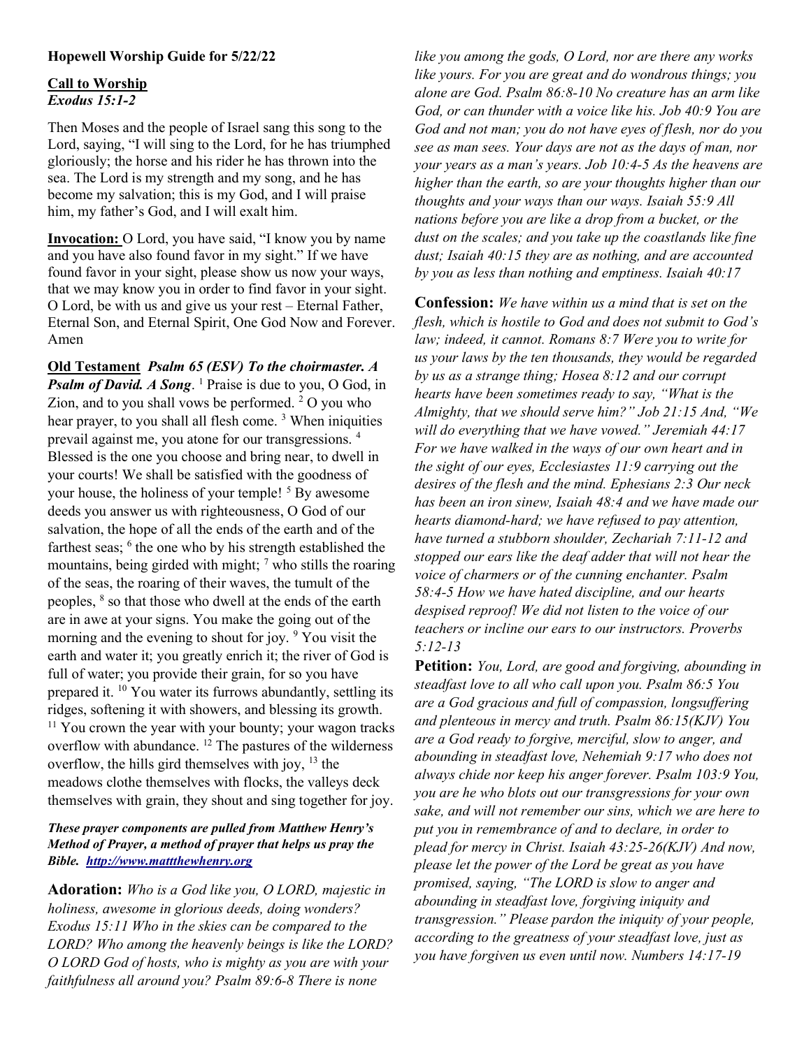**Hopewell Worship Guide for 5/22/22**

**Call to Worship**
***Exodus 15:1-2***

Then Moses and the people of Israel sang this song to the Lord, saying, "I will sing to the Lord, for he has triumphed gloriously; the horse and his rider he has thrown into the sea. The Lord is my strength and my song, and he has become my salvation; this is my God, and I will praise him, my father's God, and I will exalt him.

**Invocation:** O Lord, you have said, "I know you by name and you have also found favor in my sight." If we have found favor in your sight, please show us now your ways, that we may know you in order to find favor in your sight. O Lord, be with us and give us your rest – Eternal Father, Eternal Son, and Eternal Spirit, One God Now and Forever. Amen

**Old Testament** ***Psalm 65 (ESV) To the choirmaster. A Psalm of David. A Song***. [1] Praise is due to you, O God, in Zion, and to you shall vows be performed. [2] O you who hear prayer, to you shall all flesh come. [3] When iniquities prevail against me, you atone for our transgressions. [4] Blessed is the one you choose and bring near, to dwell in your courts! We shall be satisfied with the goodness of your house, the holiness of your temple! [5] By awesome deeds you answer us with righteousness, O God of our salvation, the hope of all the ends of the earth and of the farthest seas; [6] the one who by his strength established the mountains, being girded with might; [7] who stills the roaring of the seas, the roaring of their waves, the tumult of the peoples, [8] so that those who dwell at the ends of the earth are in awe at your signs. You make the going out of the morning and the evening to shout for joy. [9] You visit the earth and water it; you greatly enrich it; the river of God is full of water; you provide their grain, for so you have prepared it. [10] You water its furrows abundantly, settling its ridges, softening it with showers, and blessing its growth. [11] You crown the year with your bounty; your wagon tracks overflow with abundance. [12] The pastures of the wilderness overflow, the hills gird themselves with joy, [13] the meadows clothe themselves with flocks, the valleys deck themselves with grain, they shout and sing together for joy.

***These prayer components are pulled from Matthew Henry's Method of Prayer, a method of prayer that helps us pray the Bible. [http://www.mattthewhenry.org](http://www.mattthewhenry.org)***

**Adoration:** *Who is a God like you, O LORD, majestic in holiness, awesome in glorious deeds, doing wonders? Exodus 15:11 Who in the skies can be compared to the LORD? Who among the heavenly beings is like the LORD? O LORD God of hosts, who is mighty as you are with your faithfulness all around you? Psalm 89:6-8 There is none like you among the gods, O Lord, nor are there any works like yours. For you are great and do wondrous things; you alone are God. Psalm 86:8-10 No creature has an arm like God, or can thunder with a voice like his. Job 40:9 You are God and not man; you do not have eyes of flesh, nor do you see as man sees. Your days are not as the days of man, nor your years as a man's years. Job 10:4-5 As the heavens are higher than the earth, so are your thoughts higher than our thoughts and your ways than our ways. Isaiah 55:9 All nations before you are like a drop from a bucket, or the dust on the scales; and you take up the coastlands like fine dust; Isaiah 40:15 they are as nothing, and are accounted by you as less than nothing and emptiness. Isaiah 40:17*

**Confession:** *We have within us a mind that is set on the flesh, which is hostile to God and does not submit to God's law; indeed, it cannot. Romans 8:7 Were you to write for us your laws by the ten thousands, they would be regarded by us as a strange thing; Hosea 8:12 and our corrupt hearts have been sometimes ready to say, "What is the Almighty, that we should serve him?" Job 21:15 And, "We will do everything that we have vowed." Jeremiah 44:17 For we have walked in the ways of our own heart and in the sight of our eyes, Ecclesiastes 11:9 carrying out the desires of the flesh and the mind. Ephesians 2:3 Our neck has been an iron sinew, Isaiah 48:4 and we have made our hearts diamond-hard; we have refused to pay attention, have turned a stubborn shoulder, Zechariah 7:11-12 and stopped our ears like the deaf adder that will not hear the voice of charmers or of the cunning enchanter. Psalm 58:4-5 How we have hated discipline, and our hearts despised reproof! We did not listen to the voice of our teachers or incline our ears to our instructors. Proverbs 5:12-13*

**Petition:** *You, Lord, are good and forgiving, abounding in steadfast love to all who call upon you. Psalm 86:5 You are a God gracious and full of compassion, longsuffering and plenteous in mercy and truth. Psalm 86:15(KJV) You are a God ready to forgive, merciful, slow to anger, and abounding in steadfast love, Nehemiah 9:17 who does not always chide nor keep his anger forever. Psalm 103:9 You, you are he who blots out our transgressions for your own sake, and will not remember our sins, which we are here to put you in remembrance of and to declare, in order to plead for mercy in Christ. Isaiah 43:25-26(KJV) And now, please let the power of the Lord be great as you have promised, saying, "The LORD is slow to anger and abounding in steadfast love, forgiving iniquity and transgression." Please pardon the iniquity of your people, according to the greatness of your steadfast love, just as you have forgiven us even until now. Numbers 14:17-19*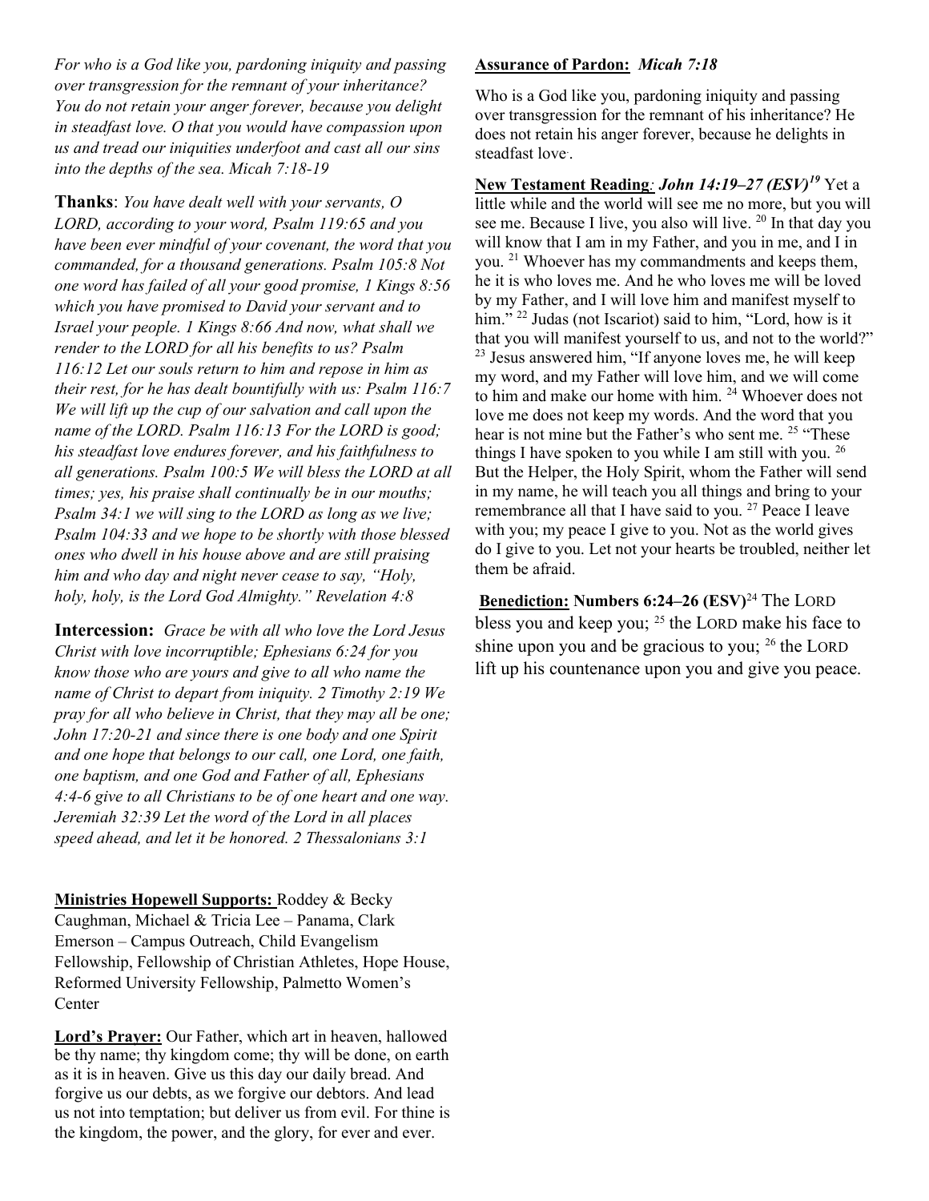*For who is a God like you, pardoning iniquity and passing over transgression for the remnant of your inheritance? You do not retain your anger forever, because you delight in steadfast love. O that you would have compassion upon us and tread our iniquities underfoot and cast all our sins into the depths of the sea. Micah 7:18-19*

**Thanks**: *You have dealt well with your servants, O LORD, according to your word, Psalm 119:65 and you have been ever mindful of your covenant, the word that you commanded, for a thousand generations. Psalm 105:8 Not one word has failed of all your good promise, 1 Kings 8:56 which you have promised to David your servant and to Israel your people. 1 Kings 8:66 And now, what shall we render to the LORD for all his benefits to us? Psalm 116:12 Let our souls return to him and repose in him as their rest, for he has dealt bountifully with us: Psalm 116:7 We will lift up the cup of our salvation and call upon the name of the LORD. Psalm 116:13 For the LORD is good; his steadfast love endures forever, and his faithfulness to all generations. Psalm 100:5 We will bless the LORD at all times; yes, his praise shall continually be in our mouths; Psalm 34:1 we will sing to the LORD as long as we live; Psalm 104:33 and we hope to be shortly with those blessed ones who dwell in his house above and are still praising him and who day and night never cease to say, "Holy, holy, holy, is the Lord God Almighty." Revelation 4:8*

**Intercession:** *Grace be with all who love the Lord Jesus Christ with love incorruptible; Ephesians 6:24 for you know those who are yours and give to all who name the name of Christ to depart from iniquity. 2 Timothy 2:19 We pray for all who believe in Christ, that they may all be one; John 17:20-21 and since there is one body and one Spirit and one hope that belongs to our call, one Lord, one faith, one baptism, and one God and Father of all, Ephesians 4:4-6 give to all Christians to be of one heart and one way. Jeremiah 32:39 Let the word of the Lord in all places speed ahead, and let it be honored. 2 Thessalonians 3:1*

**Ministries Hopewell Supports:** Roddey & Becky Caughman, Michael & Tricia Lee – Panama, Clark Emerson – Campus Outreach, Child Evangelism Fellowship, Fellowship of Christian Athletes, Hope House, Reformed University Fellowship, Palmetto Women's Center

**Lord's Prayer:** Our Father, which art in heaven, hallowed be thy name; thy kingdom come; thy will be done, on earth as it is in heaven. Give us this day our daily bread. And forgive us our debts, as we forgive our debtors. And lead us not into temptation; but deliver us from evil. For thine is the kingdom, the power, and the glory, for ever and ever.

**Assurance of Pardon:** ***Micah 7:18***

Who is a God like you, pardoning iniquity and passing over transgression for the remnant of his inheritance? He does not retain his anger forever, because he delights in steadfast love.

**New Testament Reading*: John 14:19–27 (ESV)***[19] Yet a little while and the world will see me no more, but you will see me. Because I live, you also will live. [20] In that day you will know that I am in my Father, and you in me, and I in you. [21] Whoever has my commandments and keeps them, he it is who loves me. And he who loves me will be loved by my Father, and I will love him and manifest myself to him." [22] Judas (not Iscariot) said to him, "Lord, how is it that you will manifest yourself to us, and not to the world?" [23] Jesus answered him, "If anyone loves me, he will keep my word, and my Father will love him, and we will come to him and make our home with him. [24] Whoever does not love me does not keep my words. And the word that you hear is not mine but the Father's who sent me. [25] "These things I have spoken to you while I am still with you. [26] But the Helper, the Holy Spirit, whom the Father will send in my name, he will teach you all things and bring to your remembrance all that I have said to you. [27] Peace I leave with you; my peace I give to you. Not as the world gives do I give to you. Let not your hearts be troubled, neither let them be afraid.

**Benediction:** **Numbers 6:24–26 (ESV)**[24] The LORD bless you and keep you; [25] the LORD make his face to shine upon you and be gracious to you; [26] the LORD lift up his countenance upon you and give you peace.